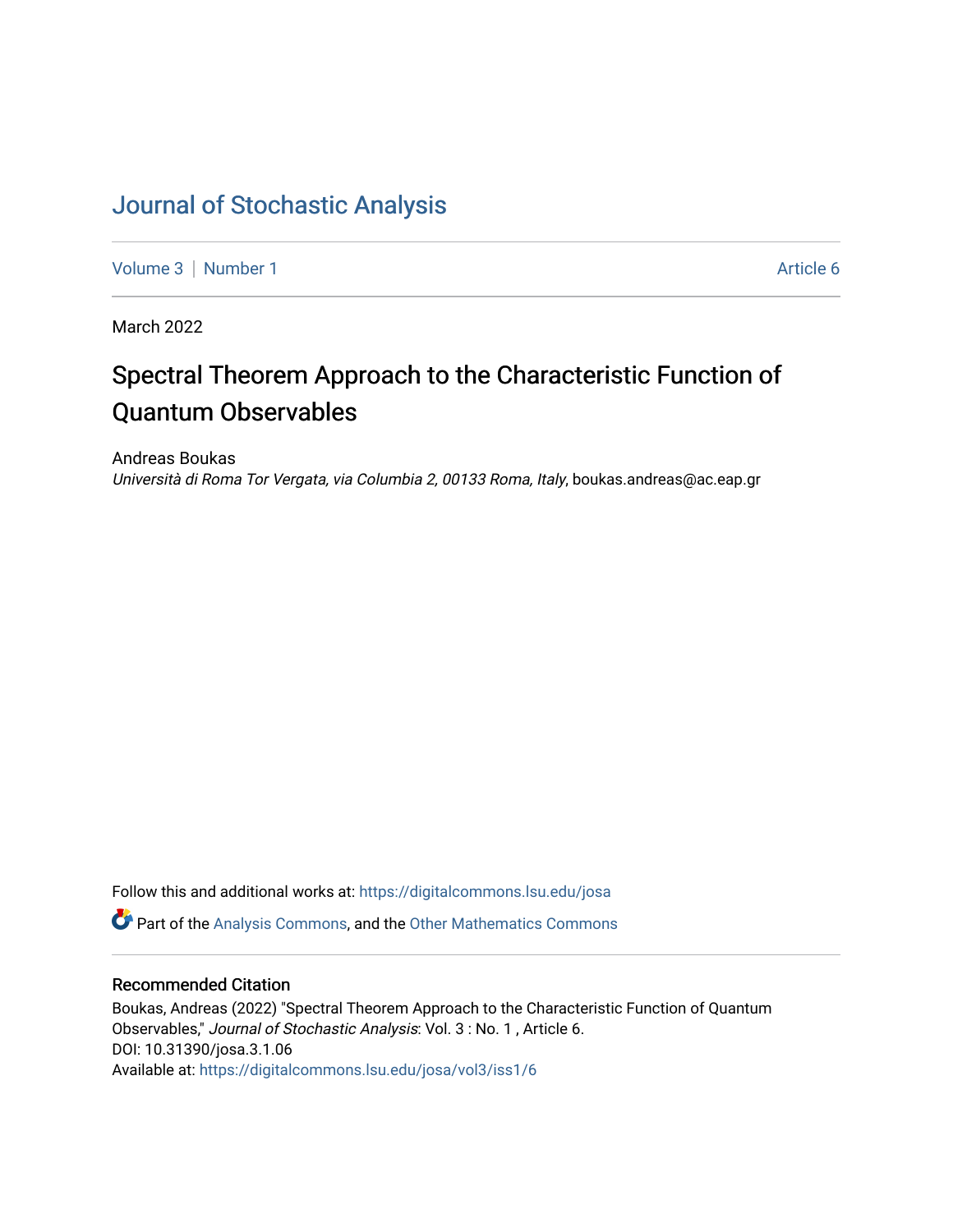# Journal of Stochastic Analysis

Volume 3 | Number 1 Article 6

March 2022

## Spectral Theorem Approach to the Characteristic Function of Quantum Observables

Andreas Boukas
*Università di Roma Tor Vergata, via Columbia 2, 00133 Roma, Italy*, boukas.andreas@ac.eap.gr

Follow this and additional works at: https://digitalcommons.lsu.edu/josa

Part of the Analysis Commons, and the Other Mathematics Commons

### Recommended Citation

Boukas, Andreas (2022) "Spectral Theorem Approach to the Characteristic Function of Quantum Observables," *Journal of Stochastic Analysis*: Vol. 3 : No. 1 , Article 6.
DOI: 10.31390/josa.3.1.06
Available at: https://digitalcommons.lsu.edu/josa/vol3/iss1/6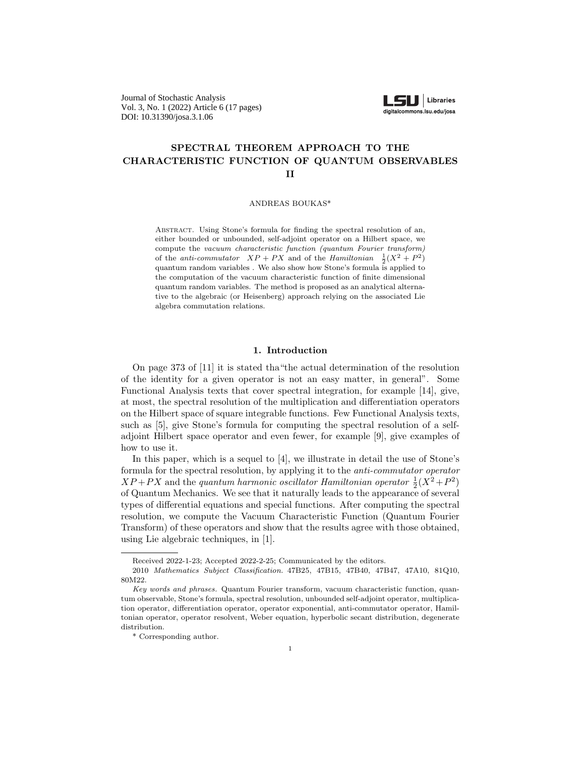Journal of Stochastic Analysis
Vol. 3, No. 1 (2022) Article 6 (17 pages)
DOI: 10.31390/josa.3.1.06

# SPECTRAL THEOREM APPROACH TO THE CHARACTERISTIC FUNCTION OF QUANTUM OBSERVABLES II

ANDREAS BOUKAS*

Abstract. Using Stone's formula for finding the spectral resolution of an, either bounded or unbounded, self-adjoint operator on a Hilbert space, we compute the *vacuum characteristic function (quantum Fourier transform)* of the *anti-commutator* $XP + PX$ and of the *Hamiltonian* $\frac{1}{2}(X^2 + P^2)$ quantum random variables . We also show how Stone's formula is applied to the computation of the vacuum characteristic function of finite dimensional quantum random variables. The method is proposed as an analytical alternative to the algebraic (or Heisenberg) approach relying on the associated Lie algebra commutation relations.

## 1. Introduction

On page 373 of [11] it is stated tha"the actual determination of the resolution of the identity for a given operator is not an easy matter, in general". Some Functional Analysis texts that cover spectral integration, for example [14], give, at most, the spectral resolution of the multiplication and differentiation operators on the Hilbert space of square integrable functions. Few Functional Analysis texts, such as [5], give Stone's formula for computing the spectral resolution of a self-adjoint Hilbert space operator and even fewer, for example [9], give examples of how to use it.

In this paper, which is a sequel to [4], we illustrate in detail the use of Stone's formula for the spectral resolution, by applying it to the *anti-commutator operator* $XP+PX$ and the *quantum harmonic oscillator Hamiltonian operator* $\frac{1}{2}(X^2+P^2)$ of Quantum Mechanics. We see that it naturally leads to the appearance of several types of differential equations and special functions. After computing the spectral resolution, we compute the Vacuum Characteristic Function (Quantum Fourier Transform) of these operators and show that the results agree with those obtained, using Lie algebraic techniques, in [1].

Received 2022-1-23; Accepted 2022-2-25; Communicated by the editors.

2010 *Mathematics Subject Classification.* 47B25, 47B15, 47B40, 47B47, 47A10, 81Q10, 80M22.

*Key words and phrases.* Quantum Fourier transform, vacuum characteristic function, quantum observable, Stone's formula, spectral resolution, unbounded self-adjoint operator, multiplication operator, differentiation operator, operator exponential, anti-commutator operator, Hamiltonian operator, operator resolvent, Weber equation, hyperbolic secant distribution, degenerate distribution.

\* Corresponding author.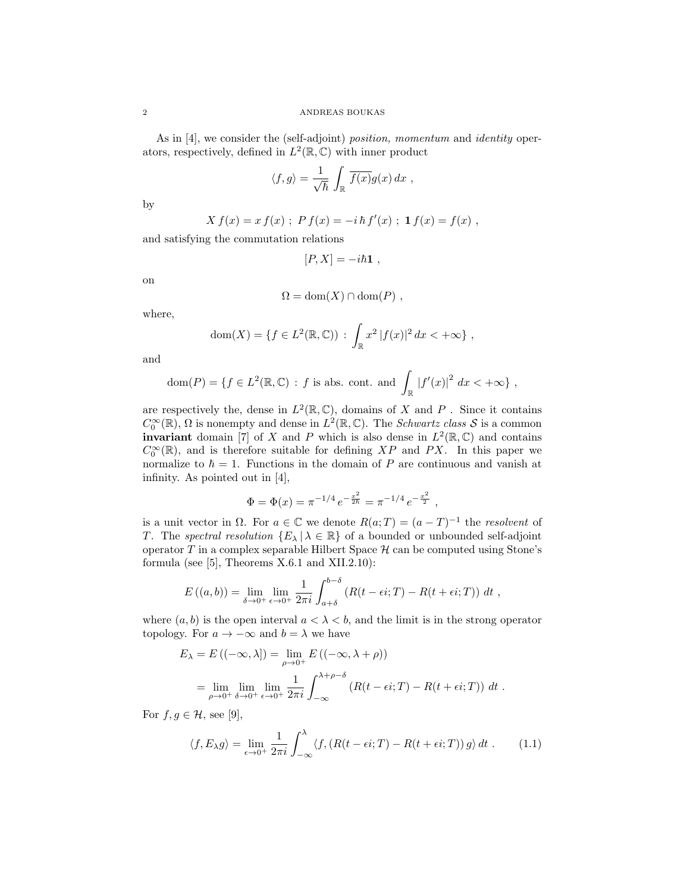As in [4], we consider the (self-adjoint) *position, momentum* and *identity* operators, respectively, defined in $L^2(\mathbb{R},\mathbb{C})$ with inner product

$$\langle f, g\rangle = \frac{1}{\sqrt{\hbar}}\int_{\mathbb{R}} \overline{f(x)}g(x)\,dx\ ,$$

by

$$X\,f(x) = x\,f(x)\ ;\ P\,f(x) = -i\,\hbar\,f'(x)\ ;\ \mathbf{1}\,f(x) = f(x)\ ,$$

and satisfying the commutation relations

$$[P, X] = -i\hbar\mathbf{1}\ ,$$

on

$$\Omega = \mathrm{dom}(X) \cap \mathrm{dom}(P)\ ,$$

where,

$$\mathrm{dom}(X) = \{f \in L^2(\mathbb{R},\mathbb{C}))\ :\ \int_{\mathbb{R}} x^2\,|f(x)|^2\,dx < +\infty\}\ ,$$

and

$$\mathrm{dom}(P) = \{f \in L^2(\mathbb{R},\mathbb{C})\ :\ f \text{ is abs. cont. and } \int_{\mathbb{R}} |f'(x)|^2\,dx < +\infty\}\ ,$$

are respectively the, dense in $L^2(\mathbb{R},\mathbb{C})$, domains of $X$ and $P$ . Since it contains $C_0^\infty(\mathbb{R})$, $\Omega$ is nonempty and dense in $L^2(\mathbb{R},\mathbb{C})$. The *Schwartz class* $\mathcal{S}$ is a common **invariant** domain [7] of $X$ and $P$ which is also dense in $L^2(\mathbb{R},\mathbb{C})$ and contains $C_0^\infty(\mathbb{R})$, and is therefore suitable for defining $XP$ and $PX$. In this paper we normalize to $\hbar = 1$. Functions in the domain of $P$ are continuous and vanish at infinity. As pointed out in [4],

$$\Phi = \Phi(x) = \pi^{-1/4}\,e^{-\frac{x^2}{2\hbar}} = \pi^{-1/4}\,e^{-\frac{x^2}{2}}\ ,$$

is a unit vector in $\Omega$. For $a \in \mathbb{C}$ we denote $R(a;T) = (a-T)^{-1}$ the *resolvent* of $T$. The *spectral resolution* $\{E_\lambda\,|\,\lambda \in \mathbb{R}\}$ of a bounded or unbounded self-adjoint operator $T$ in a complex separable Hilbert Space $\mathcal{H}$ can be computed using Stone's formula (see [5], Theorems X.6.1 and XII.2.10):

$$E\left((a,b)\right) = \lim_{\delta\to 0^+}\lim_{\epsilon\to 0^+}\frac{1}{2\pi i}\int_{a+\delta}^{b-\delta}\left(R(t-\epsilon i;T) - R(t+\epsilon i;T)\right)\,dt\ ,$$

where $(a,b)$ is the open interval $a < \lambda < b$, and the limit is in the strong operator topology. For $a \to -\infty$ and $b = \lambda$ we have

$$\begin{aligned}
E_\lambda = E\left((-\infty,\lambda]\right) &= \lim_{\rho\to 0^+} E\left((-\infty,\lambda+\rho)\right) \\
&= \lim_{\rho\to 0^+}\lim_{\delta\to 0^+}\lim_{\epsilon\to 0^+}\frac{1}{2\pi i}\int_{-\infty}^{\lambda+\rho-\delta}\left(R(t-\epsilon i;T) - R(t+\epsilon i;T)\right)\,dt\ .
\end{aligned}$$

For $f, g \in \mathcal{H}$, see [9],

$$\langle f, E_\lambda g\rangle = \lim_{\epsilon\to 0^+}\frac{1}{2\pi i}\int_{-\infty}^{\lambda}\langle f, \left(R(t-\epsilon i;T) - R(t+\epsilon i;T)\right)g\rangle\,dt\ . \tag{1.1}$$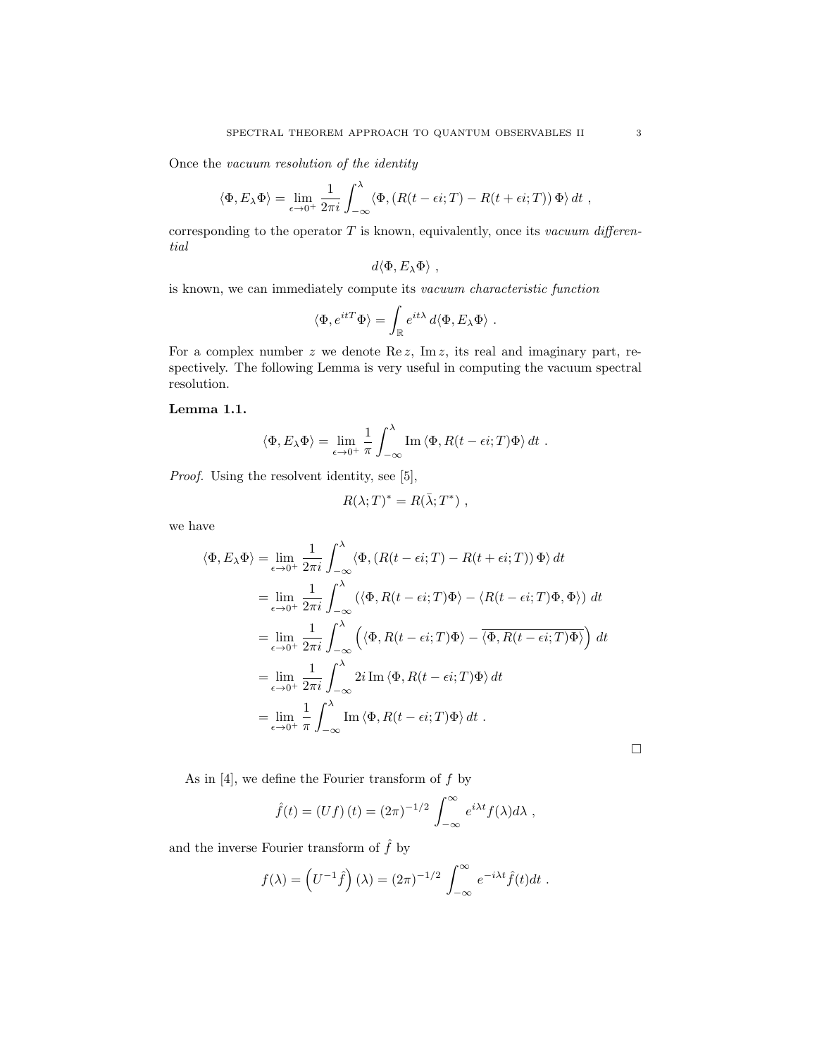Once the *vacuum resolution of the identity*

$$\langle \Phi, E_\lambda \Phi \rangle = \lim_{\epsilon \to 0^+} \frac{1}{2\pi i} \int_{-\infty}^{\lambda} \langle \Phi, (R(t - \epsilon i; T) - R(t + \epsilon i; T)) \, \Phi \rangle \, dt \ ,$$

corresponding to the operator $T$ is known, equivalently, once its *vacuum differential*

$$d\langle \Phi, E_\lambda \Phi \rangle \ ,$$

is known, we can immediately compute its *vacuum characteristic function*

$$\langle \Phi, e^{itT} \Phi \rangle = \int_{\mathbb{R}} e^{it\lambda} \, d\langle \Phi, E_\lambda \Phi \rangle \ .$$

For a complex number $z$ we denote $\operatorname{Re} z$, $\operatorname{Im} z$, its real and imaginary part, respectively. The following Lemma is very useful in computing the vacuum spectral resolution.

**Lemma 1.1.**

$$\langle \Phi, E_\lambda \Phi \rangle = \lim_{\epsilon \to 0^+} \frac{1}{\pi} \int_{-\infty}^{\lambda} \operatorname{Im} \langle \Phi, R(t - \epsilon i; T) \Phi \rangle \, dt \ .$$

*Proof.* Using the resolvent identity, see [5],

$$R(\lambda; T)^* = R(\bar{\lambda}; T^*) \ ,$$

we have

$$\begin{aligned}
\langle \Phi, E_\lambda \Phi \rangle &= \lim_{\epsilon \to 0^+} \frac{1}{2\pi i} \int_{-\infty}^{\lambda} \langle \Phi, (R(t - \epsilon i; T) - R(t + \epsilon i; T)) \, \Phi \rangle \, dt \\
&= \lim_{\epsilon \to 0^+} \frac{1}{2\pi i} \int_{-\infty}^{\lambda} \left( \langle \Phi, R(t - \epsilon i; T) \Phi \rangle - \langle R(t - \epsilon i; T) \Phi, \Phi \rangle \right) \, dt \\
&= \lim_{\epsilon \to 0^+} \frac{1}{2\pi i} \int_{-\infty}^{\lambda} \left( \langle \Phi, R(t - \epsilon i; T) \Phi \rangle - \overline{\langle \Phi, R(t - \epsilon i; T) \Phi \rangle} \right) \, dt \\
&= \lim_{\epsilon \to 0^+} \frac{1}{2\pi i} \int_{-\infty}^{\lambda} 2i \operatorname{Im} \langle \Phi, R(t - \epsilon i; T) \Phi \rangle \, dt \\
&= \lim_{\epsilon \to 0^+} \frac{1}{\pi} \int_{-\infty}^{\lambda} \operatorname{Im} \langle \Phi, R(t - \epsilon i; T) \Phi \rangle \, dt \ .
\end{aligned}$$

□

As in [4], we define the Fourier transform of $f$ by

$$\hat{f}(t) = (Uf)(t) = (2\pi)^{-1/2} \int_{-\infty}^{\infty} e^{i\lambda t} f(\lambda) d\lambda \ ,$$

and the inverse Fourier transform of $\hat{f}$ by

$$f(\lambda) = \left( U^{-1} \hat{f} \right)(\lambda) = (2\pi)^{-1/2} \int_{-\infty}^{\infty} e^{-i\lambda t} \hat{f}(t) dt \ .$$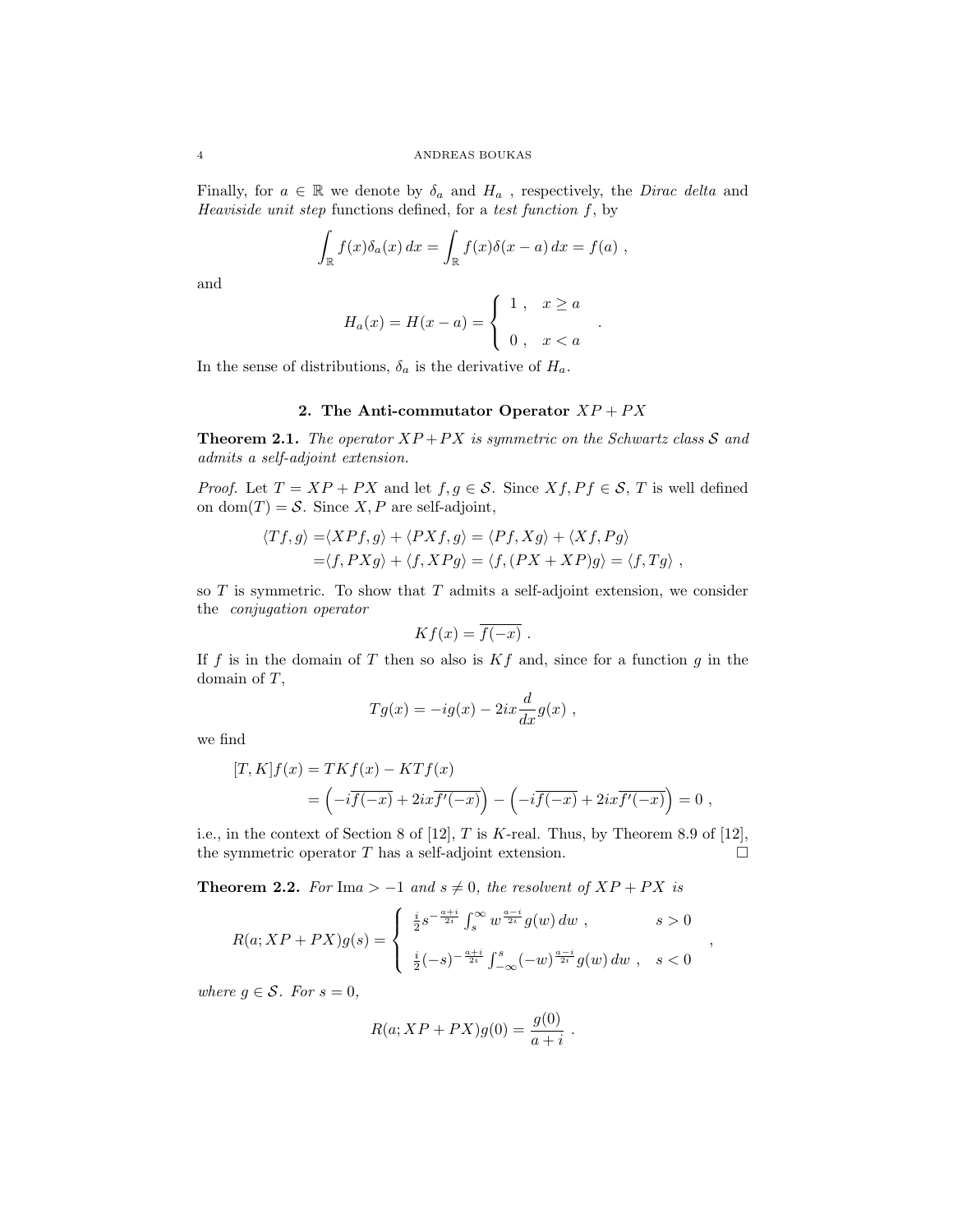Finally, for $a \in \mathbb{R}$ we denote by $\delta_a$ and $H_a$ , respectively, the *Dirac delta* and *Heaviside unit step* functions defined, for a *test function* $f$, by

$$\int_{\mathbb{R}} f(x)\delta_a(x)\,dx = \int_{\mathbb{R}} f(x)\delta(x-a)\,dx = f(a)\ ,$$

and

$$H_a(x) = H(x-a) = \begin{cases} 1\ , & x \geq a \\ \\ 0\ , & x < a \end{cases} .$$

In the sense of distributions, $\delta_a$ is the derivative of $H_a$.

## 2. The Anti-commutator Operator $XP + PX$

**Theorem 2.1.** *The operator $XP+PX$ is symmetric on the Schwartz class $\mathcal{S}$ and admits a self-adjoint extension.*

*Proof.* Let $T = XP + PX$ and let $f, g \in \mathcal{S}$. Since $Xf, Pf \in \mathcal{S}$, $T$ is well defined on $\mathrm{dom}(T) = \mathcal{S}$. Since $X, P$ are self-adjoint,

$$\begin{aligned} \langle Tf, g\rangle =& \langle XPf, g\rangle + \langle PXf, g\rangle = \langle Pf, Xg\rangle + \langle Xf, Pg\rangle \\ =& \langle f, PXg\rangle + \langle f, XPg\rangle = \langle f, (PX + XP)g\rangle = \langle f, Tg\rangle\ , \end{aligned}$$

so $T$ is symmetric. To show that $T$ admits a self-adjoint extension, we consider the *conjugation operator*

$$Kf(x) = \overline{f(-x)}\ .$$

If $f$ is in the domain of $T$ then so also is $Kf$ and, since for a function $g$ in the domain of $T$,

$$Tg(x) = -ig(x) - 2ix\frac{d}{dx}g(x)\ ,$$

we find

$$\begin{aligned} [T, K]f(x) &= TKf(x) - KTf(x) \\ &= \left(-i\overline{f(-x)} + 2ix\overline{f'(-x)}\right) - \left(-i\overline{f(-x)} + 2ix\overline{f'(-x)}\right) = 0\ , \end{aligned}$$

i.e., in the context of Section 8 of [12], $T$ is $K$-real. Thus, by Theorem 8.9 of [12], the symmetric operator $T$ has a self-adjoint extension. $\square$

**Theorem 2.2.** *For* $\mathrm{Im}a > -1$ *and* $s \neq 0$*, the resolvent of* $XP + PX$ *is*

$$R(a; XP+PX)g(s) = \begin{cases} \frac{i}{2}s^{-\frac{a+i}{2i}}\int_s^{\infty} w^{\frac{a-i}{2i}}g(w)\,dw\ , & s > 0 \\ \\ \frac{i}{2}(-s)^{-\frac{a+i}{2i}}\int_{-\infty}^{s}(-w)^{\frac{a-i}{2i}}g(w)\,dw\ , & s < 0 \end{cases} ,$$

*where* $g \in \mathcal{S}$*. For* $s = 0$*,*

$$R(a; XP+PX)g(0) = \frac{g(0)}{a+i}\ .$$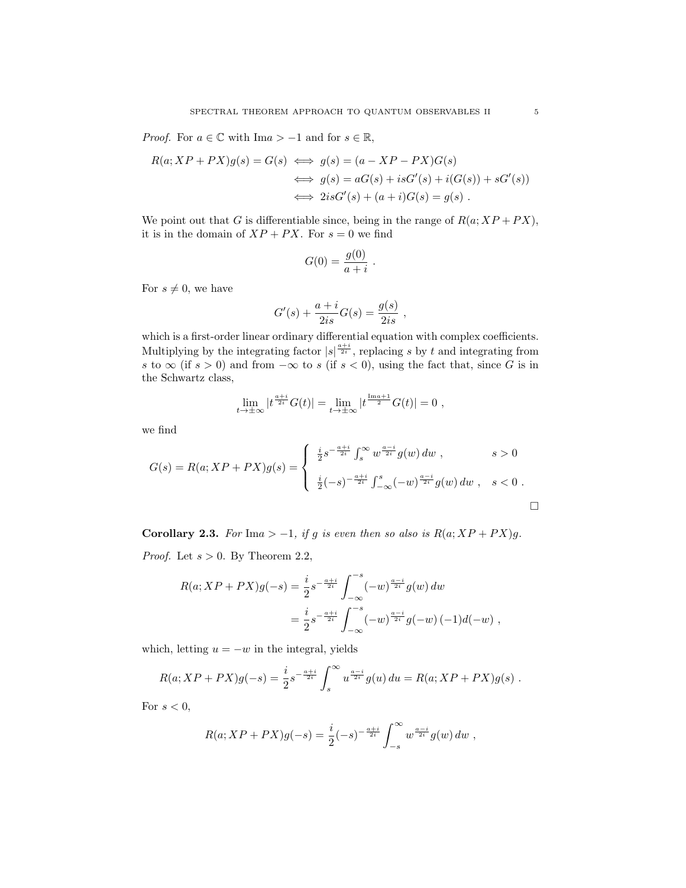*Proof.* For $a \in \mathbb{C}$ with $\mathrm{Im}a > -1$ and for $s \in \mathbb{R}$,

$$
\begin{aligned}
R(a; XP + PX)g(s) = G(s) &\iff g(s) = (a - XP - PX)G(s) \\
&\iff g(s) = aG(s) + isG'(s) + i(G(s)) + sG'(s)) \\
&\iff 2isG'(s) + (a + i)G(s) = g(s) \; .
\end{aligned}
$$

We point out that $G$ is differentiable since, being in the range of $R(a; XP + PX)$, it is in the domain of $XP + PX$. For $s = 0$ we find

$$
G(0) = \frac{g(0)}{a + i} \; .
$$

For $s \neq 0$, we have

$$
G'(s) + \frac{a + i}{2is} G(s) = \frac{g(s)}{2is} \; ,
$$

which is a first-order linear ordinary differential equation with complex coefficients. Multiplying by the integrating factor $|s|^{\frac{a+i}{2i}}$, replacing $s$ by $t$ and integrating from $s$ to $\infty$ (if $s > 0$) and from $-\infty$ to $s$ (if $s < 0$), using the fact that, since $G$ is in the Schwartz class,

$$
\lim_{t \to \pm\infty} |t^{\frac{a+i}{2i}} G(t)| = \lim_{t \to \pm\infty} |t^{\frac{\mathrm{Im}a+1}{2}} G(t)| = 0 \; ,
$$

we find

$$
G(s) = R(a; XP + PX)g(s) = \begin{cases} \frac{i}{2} s^{-\frac{a+i}{2i}} \int_s^\infty w^{\frac{a-i}{2i}} g(w)\, dw \; , & s > 0 \\ \frac{i}{2} (-s)^{-\frac{a+i}{2i}} \int_{-\infty}^s (-w)^{\frac{a-i}{2i}} g(w)\, dw \; , & s < 0 \; . \end{cases}
$$

$\square$

**Corollary 2.3.** *For* $\mathrm{Im}a > -1$*, if* $g$ *is even then so also is* $R(a; XP + PX)g$*.*

*Proof.* Let $s > 0$. By Theorem 2.2,

$$
\begin{aligned}
R(a; XP + PX)g(-s) &= \frac{i}{2} s^{-\frac{a+i}{2i}} \int_{-\infty}^{-s} (-w)^{\frac{a-i}{2i}} g(w)\, dw \\
&= \frac{i}{2} s^{-\frac{a+i}{2i}} \int_{-\infty}^{-s} (-w)^{\frac{a-i}{2i}} g(-w)\, (-1) d(-w) \; ,
\end{aligned}
$$

which, letting $u = -w$ in the integral, yields

$$
R(a; XP + PX)g(-s) = \frac{i}{2} s^{-\frac{a+i}{2i}} \int_s^\infty u^{\frac{a-i}{2i}} g(u)\, du = R(a; XP + PX)g(s) \; .
$$

For $s < 0$,

$$
R(a; XP + PX)g(-s) = \frac{i}{2} (-s)^{-\frac{a+i}{2i}} \int_{-s}^\infty w^{\frac{a-i}{2i}} g(w)\, dw \; ,
$$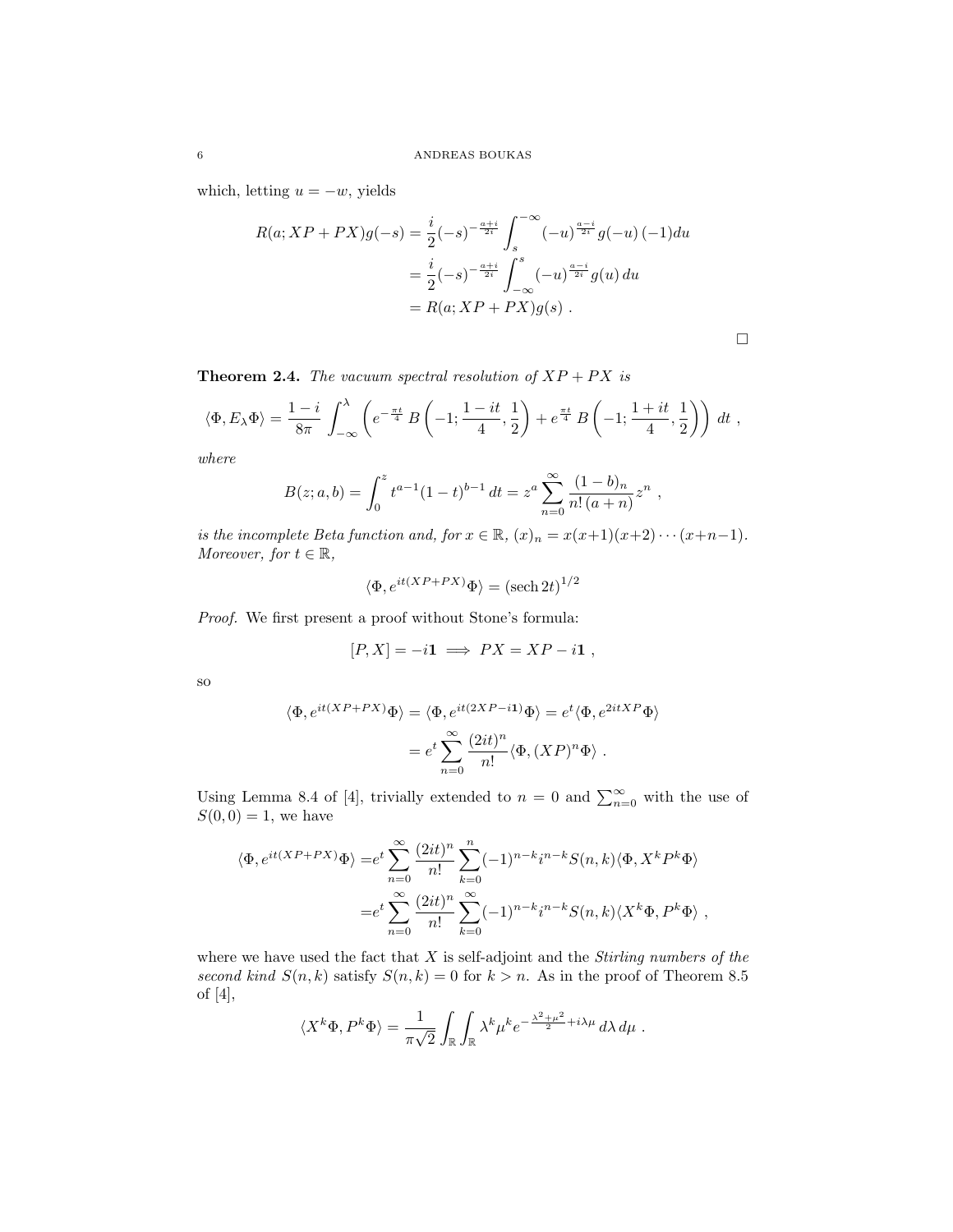which, letting $u = -w$, yields

$$
\begin{aligned}
R(a; XP+PX)g(-s) &= \frac{i}{2}(-s)^{-\frac{a+i}{2i}} \int_{s}^{-\infty} (-u)^{\frac{a-i}{2i}} g(-u)\,(-1)du \\
&= \frac{i}{2}(-s)^{-\frac{a+i}{2i}} \int_{-\infty}^{s} (-u)^{\frac{a-i}{2i}} g(u)\,du \\
&= R(a; XP+PX)g(s)\ .
\end{aligned}
$$

□

**Theorem 2.4.** *The vacuum spectral resolution of $XP + PX$ is*

$$
\langle \Phi, E_\lambda \Phi \rangle = \frac{1-i}{8\pi} \int_{-\infty}^{\lambda} \left( e^{-\frac{\pi t}{4}}\, B\left(-1; \frac{1-it}{4}, \frac{1}{2}\right) + e^{\frac{\pi t}{4}}\, B\left(-1; \frac{1+it}{4}, \frac{1}{2}\right) \right)\, dt\ ,
$$

*where*

$$
B(z; a, b) = \int_0^z t^{a-1}(1-t)^{b-1}\, dt = z^a \sum_{n=0}^{\infty} \frac{(1-b)_n}{n!\,(a+n)} z^n\ ,
$$

*is the incomplete Beta function and, for $x \in \mathbb{R}$, $(x)_n = x(x+1)(x+2)\cdots(x+n-1)$. Moreover, for $t \in \mathbb{R}$,*

$$
\langle \Phi, e^{it(XP+PX)} \Phi \rangle = (\operatorname{sech} 2t)^{1/2}
$$

*Proof.* We first present a proof without Stone's formula:

$$
[P, X] = -i\mathbf{1} \implies PX = XP - i\mathbf{1}\ ,
$$

so

$$
\begin{aligned}
\langle \Phi, e^{it(XP+PX)} \Phi \rangle &= \langle \Phi, e^{it(2XP - i\mathbf{1})} \Phi \rangle = e^t \langle \Phi, e^{2itXP} \Phi \rangle \\
&= e^t \sum_{n=0}^{\infty} \frac{(2it)^n}{n!} \langle \Phi, (XP)^n \Phi \rangle\ .
\end{aligned}
$$

Using Lemma 8.4 of [4], trivially extended to $n = 0$ and $\sum_{n=0}^{\infty}$ with the use of $S(0,0) = 1$, we have

$$
\begin{aligned}
\langle \Phi, e^{it(XP+PX)} \Phi \rangle &= e^t \sum_{n=0}^{\infty} \frac{(2it)^n}{n!} \sum_{k=0}^{n} (-1)^{n-k} i^{n-k} S(n,k) \langle \Phi, X^k P^k \Phi \rangle \\
&= e^t \sum_{n=0}^{\infty} \frac{(2it)^n}{n!} \sum_{k=0}^{\infty} (-1)^{n-k} i^{n-k} S(n,k) \langle X^k \Phi, P^k \Phi \rangle\ ,
\end{aligned}
$$

where we have used the fact that $X$ is self-adjoint and the *Stirling numbers of the second kind* $S(n,k)$ satisfy $S(n,k) = 0$ for $k > n$. As in the proof of Theorem 8.5 of [4],

$$
\langle X^k \Phi, P^k \Phi \rangle = \frac{1}{\pi\sqrt{2}} \int_{\mathbb{R}} \int_{\mathbb{R}} \lambda^k \mu^k e^{-\frac{\lambda^2+\mu^2}{2} + i\lambda\mu}\, d\lambda\, d\mu\ .
$$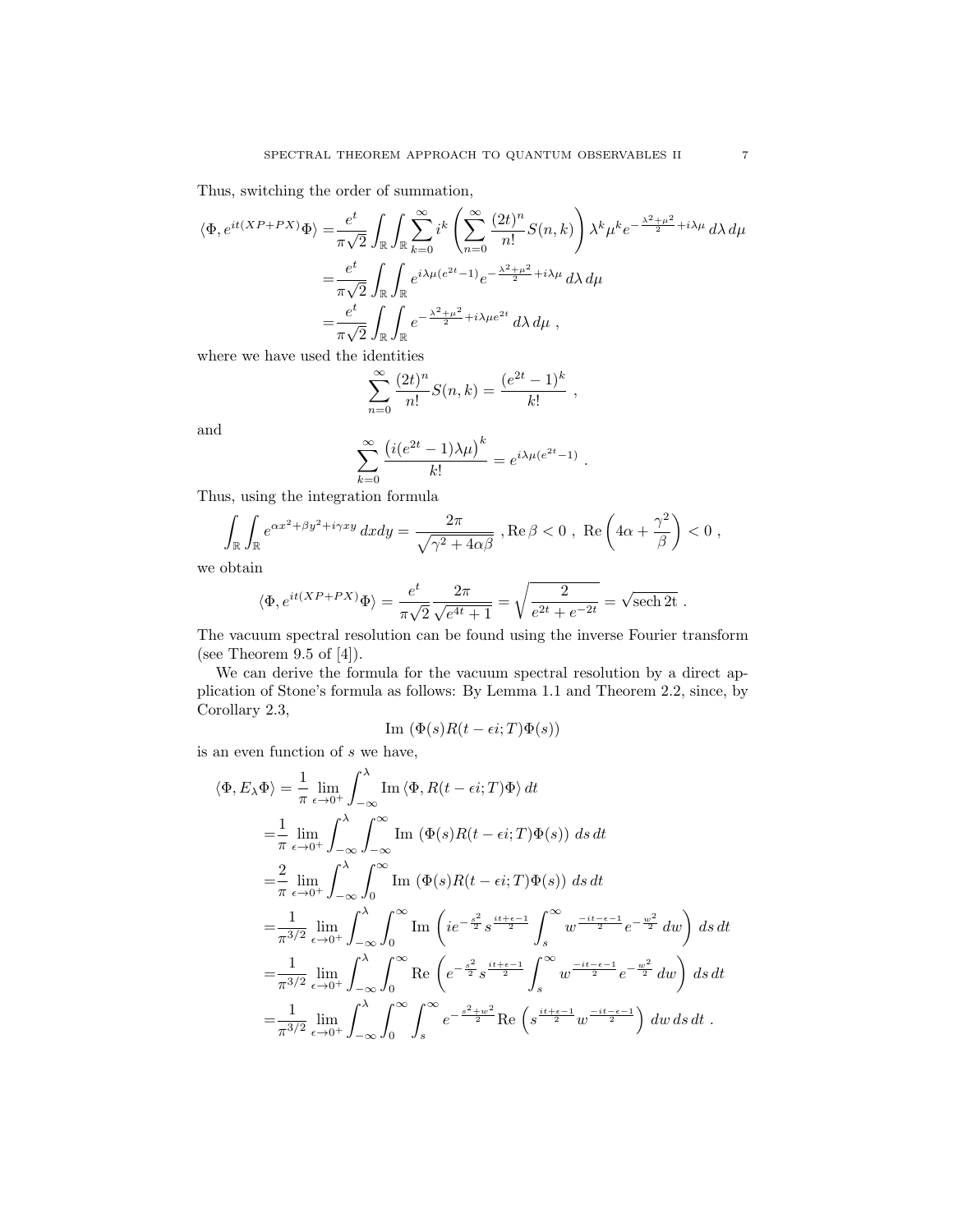Thus, switching the order of summation,

$$
\begin{aligned}
\langle \Phi, e^{it(XP+PX)}\Phi\rangle =& \frac{e^t}{\pi\sqrt{2}} \int_{\mathbb{R}}\int_{\mathbb{R}} \sum_{k=0}^{\infty} i^k \left( \sum_{n=0}^{\infty} \frac{(2t)^n}{n!} S(n,k) \right) \lambda^k \mu^k e^{-\frac{\lambda^2+\mu^2}{2}+i\lambda\mu}\, d\lambda\, d\mu \\
=& \frac{e^t}{\pi\sqrt{2}} \int_{\mathbb{R}}\int_{\mathbb{R}} e^{i\lambda\mu(e^{2t}-1)} e^{-\frac{\lambda^2+\mu^2}{2}+i\lambda\mu}\, d\lambda\, d\mu \\
=& \frac{e^t}{\pi\sqrt{2}} \int_{\mathbb{R}}\int_{\mathbb{R}} e^{-\frac{\lambda^2+\mu^2}{2}+i\lambda\mu e^{2t}}\, d\lambda\, d\mu \ ,
\end{aligned}
$$

where we have used the identities

$$
\sum_{n=0}^{\infty} \frac{(2t)^n}{n!} S(n,k) = \frac{(e^{2t}-1)^k}{k!} \ ,
$$

and

$$
\sum_{k=0}^{\infty} \frac{\big(i(e^{2t}-1)\lambda\mu\big)^k}{k!} = e^{i\lambda\mu(e^{2t}-1)} \ .
$$

Thus, using the integration formula

$$
\int_{\mathbb{R}}\int_{\mathbb{R}} e^{\alpha x^2+\beta y^2+i\gamma xy}\, dxdy = \frac{2\pi}{\sqrt{\gamma^2+4\alpha\beta}} \ , \operatorname{Re}\beta < 0 \ , \ \operatorname{Re}\left(4\alpha + \frac{\gamma^2}{\beta}\right) < 0 \ ,
$$

we obtain

$$
\langle \Phi, e^{it(XP+PX)}\Phi\rangle = \frac{e^t}{\pi\sqrt{2}} \frac{2\pi}{\sqrt{e^{4t}+1}} = \sqrt{\frac{2}{e^{2t}+e^{-2t}}} = \sqrt{\operatorname{sech} 2t} \ .
$$

The vacuum spectral resolution can be found using the inverse Fourier transform (see Theorem 9.5 of [4]).

We can derive the formula for the vacuum spectral resolution by a direct application of Stone's formula as follows: By Lemma 1.1 and Theorem 2.2, since, by Corollary 2.3,

$$
\operatorname{Im}\ (\Phi(s)R(t-\epsilon i;T)\Phi(s))
$$

is an even function of $s$ we have,

$$
\begin{aligned}
\langle \Phi, E_\lambda \Phi\rangle =& \frac{1}{\pi} \lim_{\epsilon\to 0^+} \int_{-\infty}^{\lambda} \operatorname{Im} \langle \Phi, R(t-\epsilon i;T)\Phi\rangle \, dt \\
=& \frac{1}{\pi} \lim_{\epsilon\to 0^+} \int_{-\infty}^{\lambda} \int_{-\infty}^{\infty} \operatorname{Im}\ (\Phi(s)R(t-\epsilon i;T)\Phi(s))\, ds\, dt \\
=& \frac{2}{\pi} \lim_{\epsilon\to 0^+} \int_{-\infty}^{\lambda} \int_{0}^{\infty} \operatorname{Im}\ (\Phi(s)R(t-\epsilon i;T)\Phi(s))\, ds\, dt \\
=& \frac{1}{\pi^{3/2}} \lim_{\epsilon\to 0^+} \int_{-\infty}^{\lambda} \int_{0}^{\infty} \operatorname{Im}\left( ie^{-\frac{s^2}{2}} s^{\frac{it+\epsilon-1}{2}} \int_s^{\infty} w^{\frac{-it-\epsilon-1}{2}} e^{-\frac{w^2}{2}}\, dw \right) ds\, dt \\
=& \frac{1}{\pi^{3/2}} \lim_{\epsilon\to 0^+} \int_{-\infty}^{\lambda} \int_{0}^{\infty} \operatorname{Re}\left( e^{-\frac{s^2}{2}} s^{\frac{it+\epsilon-1}{2}} \int_s^{\infty} w^{\frac{-it-\epsilon-1}{2}} e^{-\frac{w^2}{2}}\, dw \right) ds\, dt \\
=& \frac{1}{\pi^{3/2}} \lim_{\epsilon\to 0^+} \int_{-\infty}^{\lambda} \int_{0}^{\infty} \int_s^{\infty} e^{-\frac{s^2+w^2}{2}} \operatorname{Re}\left( s^{\frac{it+\epsilon-1}{2}} w^{\frac{-it-\epsilon-1}{2}} \right) dw\, ds\, dt \ .
\end{aligned}
$$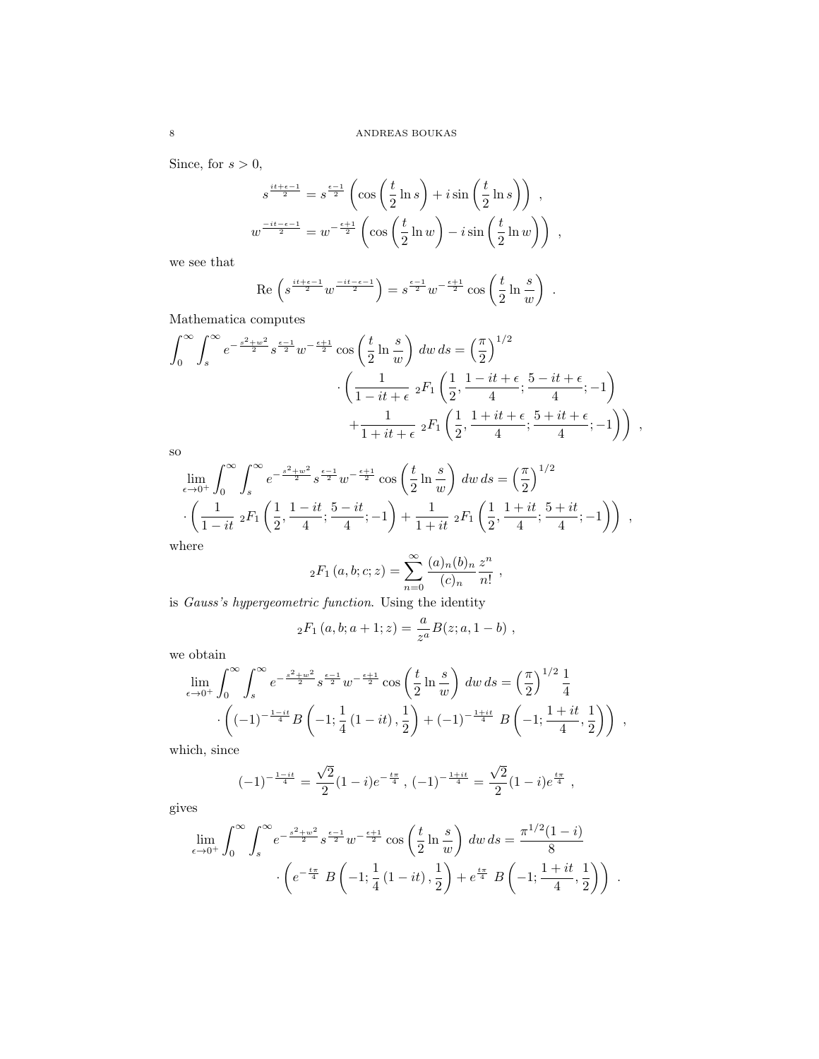Since, for $s > 0$,

$$s^{\frac{it+\epsilon-1}{2}} = s^{\frac{\epsilon-1}{2}} \left( \cos\left(\frac{t}{2} \ln s\right) + i \sin\left(\frac{t}{2} \ln s\right)\right) \ ,$$

$$w^{\frac{-it-\epsilon-1}{2}} = w^{-\frac{\epsilon+1}{2}} \left( \cos\left(\frac{t}{2} \ln w\right) - i \sin\left(\frac{t}{2} \ln w\right)\right) \ ,$$

we see that

$$\text{Re}\left(s^{\frac{it+\epsilon-1}{2}} w^{\frac{-it-\epsilon-1}{2}}\right) = s^{\frac{\epsilon-1}{2}} w^{-\frac{\epsilon+1}{2}} \cos\left(\frac{t}{2} \ln \frac{s}{w}\right) \ .$$

Mathematica computes

$$\int_0^\infty \int_s^\infty e^{-\frac{s^2+w^2}{2}} s^{\frac{\epsilon-1}{2}} w^{-\frac{\epsilon+1}{2}} \cos\left(\frac{t}{2} \ln \frac{s}{w}\right) \, dw \, ds = \left(\frac{\pi}{2}\right)^{1/2} \cdot \left( \frac{1}{1-it+\epsilon} \ {}_2F_1\left(\frac{1}{2}, \frac{1-it+\epsilon}{4}; \frac{5-it+\epsilon}{4}; -1\right) + \frac{1}{1+it+\epsilon} \ {}_2F_1\left(\frac{1}{2}, \frac{1+it+\epsilon}{4}; \frac{5+it+\epsilon}{4}; -1\right)\right) \ ,$$

so

$$\lim_{\epsilon \to 0^+} \int_0^\infty \int_s^\infty e^{-\frac{s^2+w^2}{2}} s^{\frac{\epsilon-1}{2}} w^{-\frac{\epsilon+1}{2}} \cos\left(\frac{t}{2} \ln \frac{s}{w}\right) \, dw \, ds = \left(\frac{\pi}{2}\right)^{1/2} \cdot \left( \frac{1}{1-it} \ {}_2F_1\left(\frac{1}{2}, \frac{1-it}{4}; \frac{5-it}{4}; -1\right) + \frac{1}{1+it} \ {}_2F_1\left(\frac{1}{2}, \frac{1+it}{4}; \frac{5+it}{4}; -1\right)\right) \ ,$$

where

$${}_2F_1\left(a, b; c; z\right) = \sum_{n=0}^\infty \frac{(a)_n (b)_n}{(c)_n} \frac{z^n}{n!} \ ,$$

is *Gauss's hypergeometric function*. Using the identity

$${}_2F_1\left(a, b; a+1; z\right) = \frac{a}{z^a} B(z; a, 1-b) \ ,$$

we obtain

$$\lim_{\epsilon \to 0^+} \int_0^\infty \int_s^\infty e^{-\frac{s^2+w^2}{2}} s^{\frac{\epsilon-1}{2}} w^{-\frac{\epsilon+1}{2}} \cos\left(\frac{t}{2} \ln \frac{s}{w}\right) \, dw \, ds = \left(\frac{\pi}{2}\right)^{1/2} \frac{1}{4} \cdot \left( (-1)^{-\frac{1-it}{4}} B\left(-1; \frac{1}{4}\left(1-it\right), \frac{1}{2}\right) + (-1)^{-\frac{1+it}{4}} \ B\left(-1; \frac{1+it}{4}, \frac{1}{2}\right)\right) \ ,$$

which, since

$$(-1)^{-\frac{1-it}{4}} = \frac{\sqrt{2}}{2}(1-i) e^{-\frac{t\pi}{4}} \ , \ (-1)^{-\frac{1+it}{4}} = \frac{\sqrt{2}}{2}(1-i) e^{\frac{t\pi}{4}} \ ,$$

gives

$$\lim_{\epsilon \to 0^+} \int_0^\infty \int_s^\infty e^{-\frac{s^2+w^2}{2}} s^{\frac{\epsilon-1}{2}} w^{-\frac{\epsilon+1}{2}} \cos\left(\frac{t}{2} \ln \frac{s}{w}\right) \, dw \, ds = \frac{\pi^{1/2}(1-i)}{8} \cdot \left( e^{-\frac{t\pi}{4}} \ B\left(-1; \frac{1}{4}\left(1-it\right), \frac{1}{2}\right) + e^{\frac{t\pi}{4}} \ B\left(-1; \frac{1+it}{4}, \frac{1}{2}\right)\right) \ .$$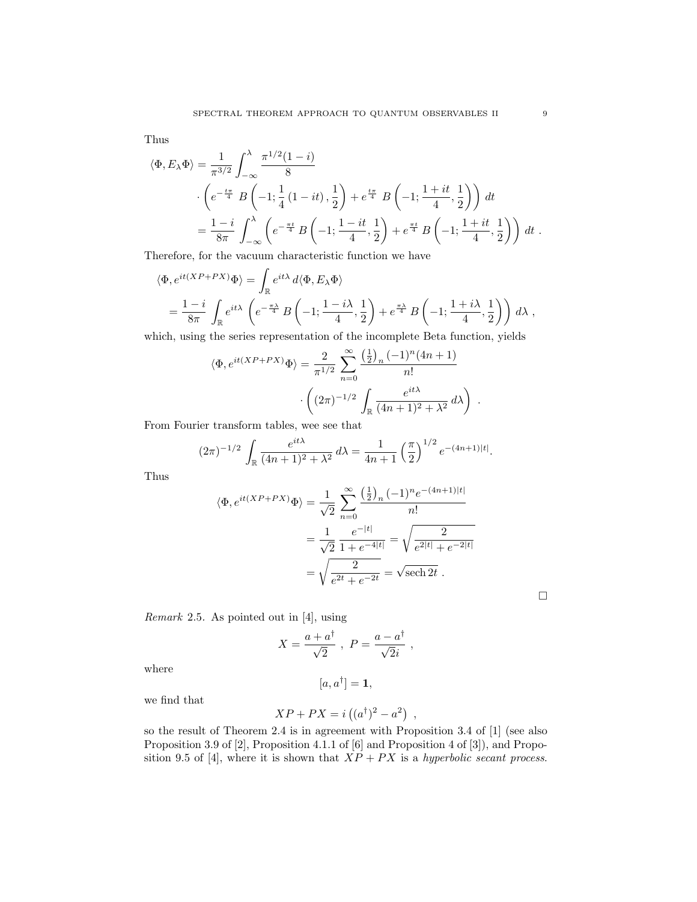Thus

$$
\begin{aligned}
\langle \Phi, E_\lambda \Phi \rangle &= \frac{1}{\pi^{3/2}} \int_{-\infty}^{\lambda} \frac{\pi^{1/2}(1-i)}{8} \\
&\quad \cdot \left( e^{-\frac{t\pi}{4}} \, B\left(-1; \frac{1}{4}(1-it), \frac{1}{2}\right) + e^{\frac{t\pi}{4}} \, B\left(-1; \frac{1+it}{4}, \frac{1}{2}\right) \right) \, dt \\
&= \frac{1-i}{8\pi} \int_{-\infty}^{\lambda} \left( e^{-\frac{\pi t}{4}} \, B\left(-1; \frac{1-it}{4}, \frac{1}{2}\right) + e^{\frac{\pi t}{4}} \, B\left(-1; \frac{1+it}{4}, \frac{1}{2}\right) \right) \, dt \, .
\end{aligned}
$$

Therefore, for the vacuum characteristic function we have

$$
\begin{aligned}
&\langle \Phi, e^{it(XP+PX)} \Phi \rangle = \int_{\mathbb{R}} e^{it\lambda} \, d\langle \Phi, E_\lambda \Phi \rangle \\
&= \frac{1-i}{8\pi} \int_{\mathbb{R}} e^{it\lambda} \left( e^{-\frac{\pi\lambda}{4}} \, B\left(-1; \frac{1-i\lambda}{4}, \frac{1}{2}\right) + e^{\frac{\pi\lambda}{4}} \, B\left(-1; \frac{1+i\lambda}{4}, \frac{1}{2}\right) \right) \, d\lambda \, ,
\end{aligned}
$$

which, using the series representation of the incomplete Beta function, yields

$$
\begin{aligned}
\langle \Phi, e^{it(XP+PX)} \Phi \rangle &= \frac{2}{\pi^{1/2}} \sum_{n=0}^{\infty} \frac{\left(\frac{1}{2}\right)_n (-1)^n (4n+1)}{n!} \\
&\quad \cdot \left( (2\pi)^{-1/2} \int_{\mathbb{R}} \frac{e^{it\lambda}}{(4n+1)^2 + \lambda^2} \, d\lambda \right) \, .
\end{aligned}
$$

From Fourier transform tables, wee see that

$$
(2\pi)^{-1/2} \int_{\mathbb{R}} \frac{e^{it\lambda}}{(4n+1)^2 + \lambda^2} \, d\lambda = \frac{1}{4n+1} \left(\frac{\pi}{2}\right)^{1/2} e^{-(4n+1)|t|}.
$$

Thus

$$
\begin{aligned}
\langle \Phi, e^{it(XP+PX)} \Phi \rangle &= \frac{1}{\sqrt{2}} \sum_{n=0}^{\infty} \frac{\left(\frac{1}{2}\right)_n (-1)^n e^{-(4n+1)|t|}}{n!} \\
&= \frac{1}{\sqrt{2}} \, \frac{e^{-|t|}}{1+e^{-4|t|}} = \sqrt{\frac{2}{e^{2|t|} + e^{-2|t|}}} \\
&= \sqrt{\frac{2}{e^{2t} + e^{-2t}}} = \sqrt{\operatorname{sech} 2t} \, .
\end{aligned}
$$

□

*Remark* 2.5. As pointed out in [4], using

$$
X = \frac{a + a^\dagger}{\sqrt{2}} \, , \; P = \frac{a - a^\dagger}{\sqrt{2}i} \, ,
$$

where

$$
[a, a^\dagger] = \mathbf{1},
$$

we find that

$$
XP + PX = i\left((a^\dagger)^2 - a^2\right) \, ,
$$

so the result of Theorem 2.4 is in agreement with Proposition 3.4 of [1] (see also Proposition 3.9 of [2], Proposition 4.1.1 of [6] and Proposition 4 of [3]), and Proposition 9.5 of [4], where it is shown that $XP + PX$ is a *hyperbolic secant process*.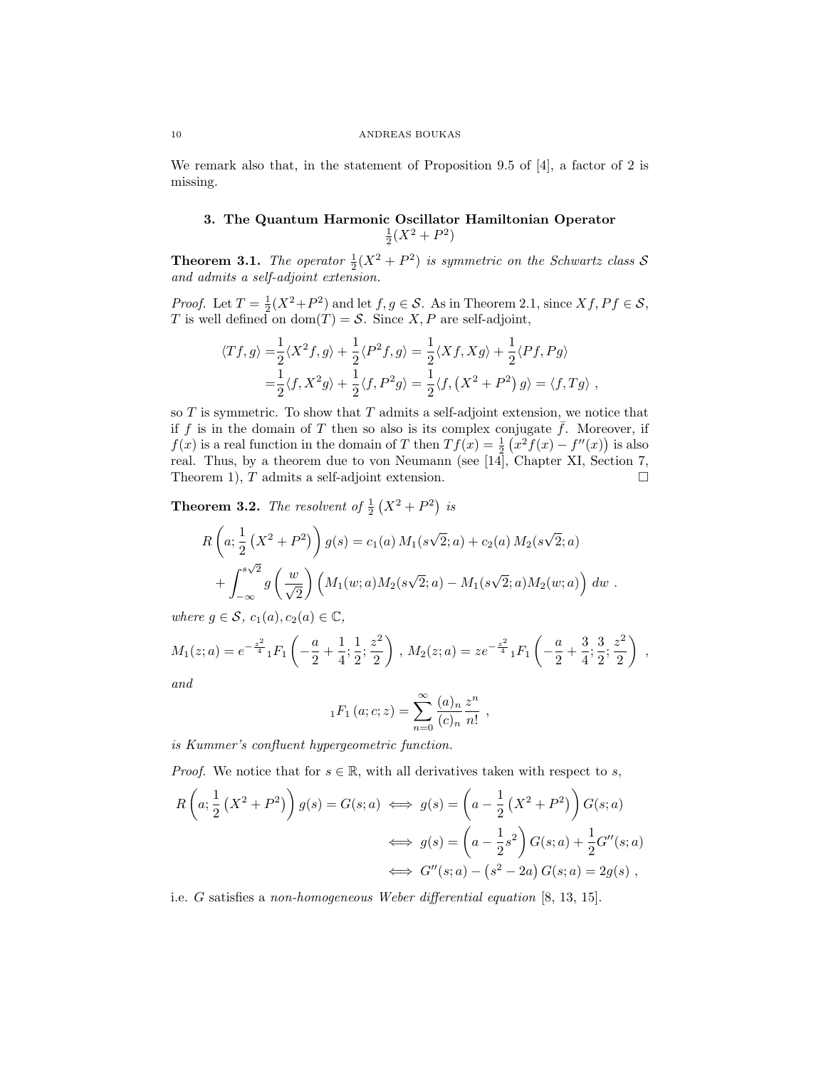We remark also that, in the statement of Proposition 9.5 of [4], a factor of 2 is missing.

## 3. The Quantum Harmonic Oscillator Hamiltonian Operator $\frac{1}{2}(X^2+P^2)$

**Theorem 3.1.** *The operator $\frac{1}{2}(X^2+P^2)$ is symmetric on the Schwartz class $\mathcal{S}$ and admits a self-adjoint extension.*

*Proof.* Let $T=\frac{1}{2}(X^2+P^2)$ and let $f,g\in\mathcal{S}$. As in Theorem 2.1, since $Xf, Pf\in\mathcal{S}$, $T$ is well defined on $\mathrm{dom}(T)=\mathcal{S}$. Since $X,P$ are self-adjoint,

$$
\begin{aligned}
\langle Tf,g\rangle =&\frac{1}{2}\langle X^2f,g\rangle+\frac{1}{2}\langle P^2f,g\rangle=\frac{1}{2}\langle Xf,Xg\rangle+\frac{1}{2}\langle Pf,Pg\rangle\\
=&\frac{1}{2}\langle f,X^2g\rangle+\frac{1}{2}\langle f,P^2g\rangle=\frac{1}{2}\langle f,\left(X^2+P^2\right)g\rangle=\langle f,Tg\rangle\ ,
\end{aligned}
$$

so $T$ is symmetric. To show that $T$ admits a self-adjoint extension, we notice that if $f$ is in the domain of $T$ then so also is its complex conjugate $\bar{f}$. Moreover, if $f(x)$ is a real function in the domain of $T$ then $Tf(x)=\frac{1}{2}\left(x^2f(x)-f''(x)\right)$ is also real. Thus, by a theorem due to von Neumann (see [14], Chapter XI, Section 7, Theorem 1), $T$ admits a self-adjoint extension. $\square$

**Theorem 3.2.** *The resolvent of $\frac{1}{2}\left(X^2+P^2\right)$ is*

$$
\begin{aligned}
R\left(a;\frac{1}{2}\left(X^2+P^2\right)\right)g(s)=&\,c_1(a)\,M_1(s\sqrt{2};a)+c_2(a)\,M_2(s\sqrt{2};a)\\
&+\int_{-\infty}^{s\sqrt{2}}g\left(\frac{w}{\sqrt{2}}\right)\left(M_1(w;a)M_2(s\sqrt{2};a)-M_1(s\sqrt{2};a)M_2(w;a)\right)\,dw\ .
\end{aligned}
$$

*where $g\in\mathcal{S}$, $c_1(a),c_2(a)\in\mathbb{C}$,*

$$
M_1(z;a)=e^{-\frac{z^2}{4}}{}_1F_1\left(-\frac{a}{2}+\frac{1}{4};\frac{1}{2};\frac{z^2}{2}\right)\ ,\ M_2(z;a)=ze^{-\frac{z^2}{4}}{}_1F_1\left(-\frac{a}{2}+\frac{3}{4};\frac{3}{2};\frac{z^2}{2}\right)\ ,
$$

*and*

$$
{}_1F_1\left(a;c;z\right)=\sum_{n=0}^{\infty}\frac{(a)_n}{(c)_n}\frac{z^n}{n!}\ ,
$$

*is Kummer's confluent hypergeometric function.*

*Proof.* We notice that for $s\in\mathbb{R}$, with all derivatives taken with respect to $s$,

$$
\begin{aligned}
R\left(a;\frac{1}{2}\left(X^2+P^2\right)\right)g(s)=G(s;a)\iff&\ g(s)=\left(a-\frac{1}{2}\left(X^2+P^2\right)\right)G(s;a)\\
\iff&\ g(s)=\left(a-\frac{1}{2}s^2\right)G(s;a)+\frac{1}{2}G''(s;a)\\
\iff&\ G''(s;a)-\left(s^2-2a\right)G(s;a)=2g(s)\ ,
\end{aligned}
$$

i.e. $G$ satisfies a *non-homogeneous Weber differential equation* [8, 13, 15].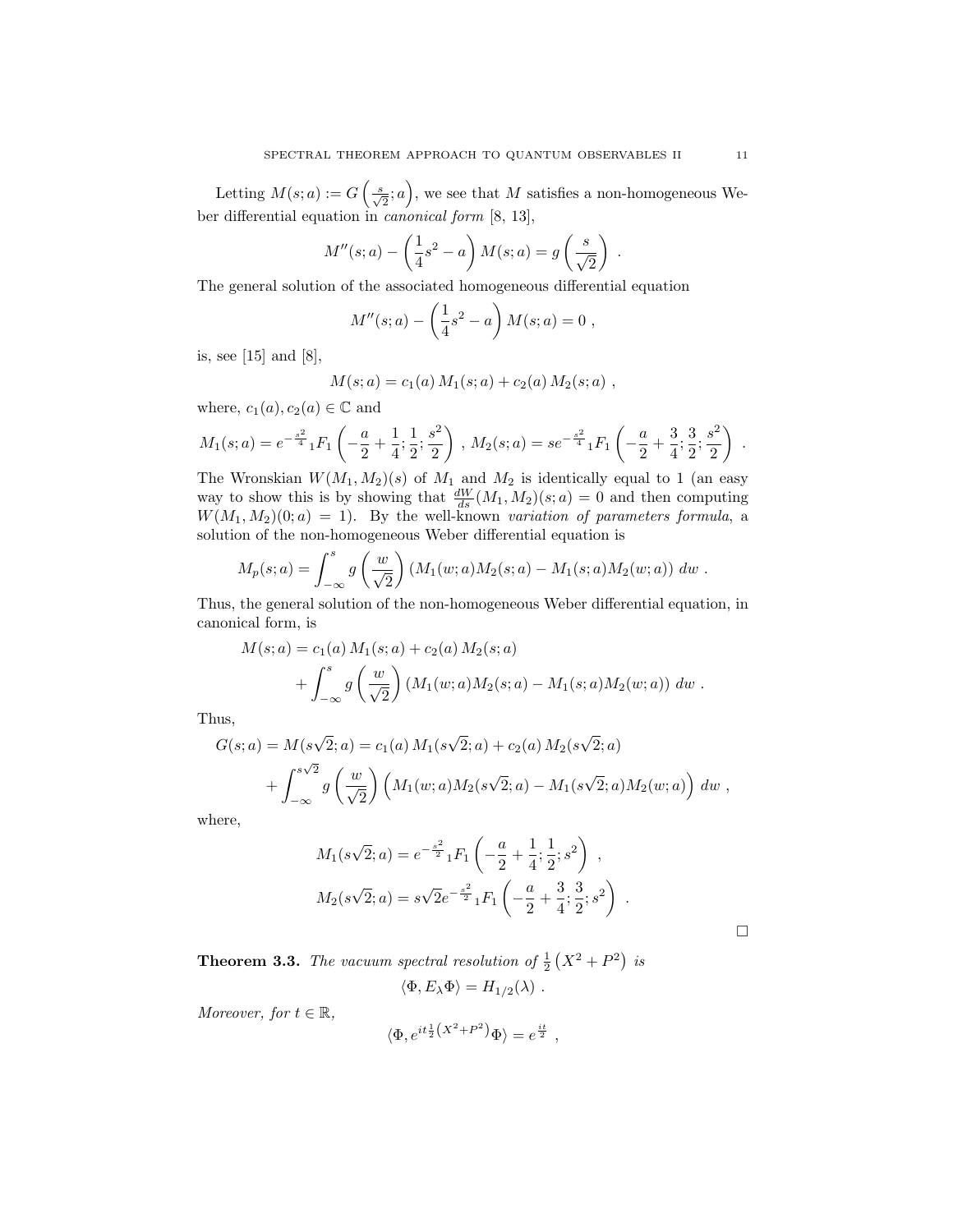Letting $M(s;a) := G\left(\frac{s}{\sqrt{2}};a\right)$, we see that $M$ satisfies a non-homogeneous Weber differential equation in *canonical form* [8, 13],

$$M''(s;a) - \left(\frac{1}{4}s^2 - a\right) M(s;a) = g\left(\frac{s}{\sqrt{2}}\right) \ .$$

The general solution of the associated homogeneous differential equation

$$M''(s;a) - \left(\frac{1}{4}s^2 - a\right) M(s;a) = 0 \ ,$$

is, see [15] and [8],

$$M(s;a) = c_1(a)\, M_1(s;a) + c_2(a)\, M_2(s;a) \ ,$$

where, $c_1(a), c_2(a) \in \mathbb{C}$ and

$$M_1(s;a) = e^{-\frac{s^2}{4}}{}_1F_1\left(-\frac{a}{2}+\frac{1}{4};\frac{1}{2};\frac{s^2}{2}\right) \ , \ M_2(s;a) = se^{-\frac{s^2}{4}}{}_1F_1\left(-\frac{a}{2}+\frac{3}{4};\frac{3}{2};\frac{s^2}{2}\right) \ .$$

The Wronskian $W(M_1, M_2)(s)$ of $M_1$ and $M_2$ is identically equal to 1 (an easy way to show this is by showing that $\frac{dW}{ds}(M_1, M_2)(s;a) = 0$ and then computing $W(M_1, M_2)(0;a) = 1$). By the well-known *variation of parameters formula*, a solution of the non-homogeneous Weber differential equation is

$$M_p(s;a) = \int_{-\infty}^{s} g\left(\frac{w}{\sqrt{2}}\right)\left(M_1(w;a)M_2(s;a) - M_1(s;a)M_2(w;a)\right)\, dw \ .$$

Thus, the general solution of the non-homogeneous Weber differential equation, in canonical form, is

$$\begin{aligned} M(s;a) &= c_1(a)\, M_1(s;a) + c_2(a)\, M_2(s;a) \\ &\quad + \int_{-\infty}^{s} g\left(\frac{w}{\sqrt{2}}\right)\left(M_1(w;a)M_2(s;a) - M_1(s;a)M_2(w;a)\right)\, dw \ . \end{aligned}$$

Thus,

$$\begin{aligned} G(s;a) &= M(s\sqrt{2};a) = c_1(a)\, M_1(s\sqrt{2};a) + c_2(a)\, M_2(s\sqrt{2};a) \\ &\quad + \int_{-\infty}^{s\sqrt{2}} g\left(\frac{w}{\sqrt{2}}\right)\left(M_1(w;a)M_2(s\sqrt{2};a) - M_1(s\sqrt{2};a)M_2(w;a)\right)\, dw \ , \end{aligned}$$

where,

$$\begin{aligned} M_1(s\sqrt{2};a) &= e^{-\frac{s^2}{2}}{}_1F_1\left(-\frac{a}{2}+\frac{1}{4};\frac{1}{2};s^2\right) \ , \\ M_2(s\sqrt{2};a) &= s\sqrt{2}e^{-\frac{s^2}{2}}{}_1F_1\left(-\frac{a}{2}+\frac{3}{4};\frac{3}{2};s^2\right) \ . \end{aligned}$$

□

**Theorem 3.3.** *The vacuum spectral resolution of* $\frac{1}{2}\left(X^2+P^2\right)$ *is*

$$\langle \Phi, E_\lambda \Phi\rangle = H_{1/2}(\lambda) \ .$$

*Moreover, for* $t \in \mathbb{R}$,

$$\langle \Phi, e^{it\frac{1}{2}\left(X^2+P^2\right)}\Phi\rangle = e^{\frac{it}{2}} \ ,$$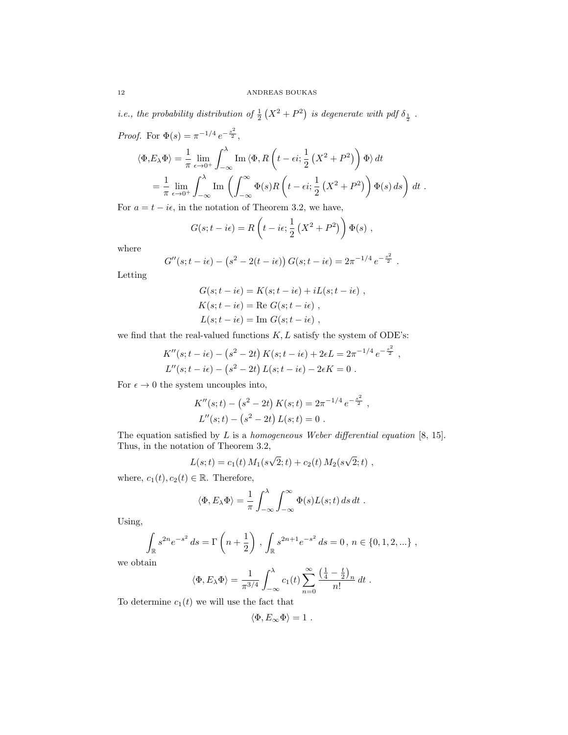*i.e., the probability distribution of* $\frac{1}{2}\left(X^2+P^2\right)$ *is degenerate with pdf* $\delta_{\frac{1}{2}}$ .

*Proof.* For $\Phi(s)=\pi^{-1/4}\,e^{-\frac{s^2}{2}}$,

$$\langle \Phi, E_\lambda \Phi\rangle = \frac{1}{\pi}\lim_{\epsilon\to 0^+}\int_{-\infty}^{\lambda} \text{Im}\,\langle \Phi, R\left(t-\epsilon i; \frac{1}{2}\left(X^2+P^2\right)\right)\Phi\rangle\, dt$$

$$= \frac{1}{\pi}\lim_{\epsilon\to 0^+}\int_{-\infty}^{\lambda} \text{Im}\left(\int_{-\infty}^{\infty}\Phi(s) R\left(t-\epsilon i; \frac{1}{2}\left(X^2+P^2\right)\right)\Phi(s)\, ds\right)\, dt\ .$$

For $a=t-i\epsilon$, in the notation of Theorem 3.2, we have,

$$G(s;t-i\epsilon) = R\left(t-i\epsilon;\frac{1}{2}\left(X^2+P^2\right)\right)\Phi(s)\ ,$$

where

$$G''(s;t-i\epsilon) - \left(s^2-2(t-i\epsilon)\right)G(s;t-i\epsilon) = 2\pi^{-1/4}\,e^{-\frac{s^2}{2}}\ .$$

Letting

$$G(s;t-i\epsilon) = K(s;t-i\epsilon) + iL(s;t-i\epsilon)\ ,$$
$$K(s;t-i\epsilon) = \text{Re}\ G(s;t-i\epsilon)\ ,$$
$$L(s;t-i\epsilon) = \text{Im}\ G(s;t-i\epsilon)\ ,$$

we find that the real-valued functions $K, L$ satisfy the system of ODE's:

$$K''(s;t-i\epsilon) - \left(s^2-2t\right)K(s;t-i\epsilon) + 2\epsilon L = 2\pi^{-1/4}\,e^{-\frac{s^2}{2}}\ ,$$
$$L''(s;t-i\epsilon) - \left(s^2-2t\right)L(s;t-i\epsilon) - 2\epsilon K = 0\ .$$

For $\epsilon\to 0$ the system uncouples into,

$$K''(s;t) - \left(s^2-2t\right)K(s;t) = 2\pi^{-1/4}\,e^{-\frac{s^2}{2}}\ ,$$
$$L''(s;t) - \left(s^2-2t\right)L(s;t) = 0\ .$$

The equation satisfied by $L$ is a *homogeneous Weber differential equation* [8, 15]. Thus, in the notation of Theorem 3.2,

$$L(s;t) = c_1(t)\,M_1(s\sqrt{2};t) + c_2(t)\,M_2(s\sqrt{2};t)\ ,$$

where, $c_1(t), c_2(t)\in\mathbb{R}$. Therefore,

$$\langle \Phi, E_\lambda \Phi\rangle = \frac{1}{\pi}\int_{-\infty}^{\lambda}\int_{-\infty}^{\infty}\Phi(s)L(s;t)\,ds\,dt\ .$$

Using,

$$\int_{\mathbb{R}} s^{2n}e^{-s^2}\,ds = \Gamma\left(n+\frac{1}{2}\right)\ ,\ \int_{\mathbb{R}} s^{2n+1}e^{-s^2}\,ds = 0\,,\ n\in\{0,1,2,...\}\ ,$$

we obtain

$$\langle \Phi, E_\lambda \Phi\rangle = \frac{1}{\pi^{3/4}}\int_{-\infty}^{\lambda} c_1(t)\sum_{n=0}^{\infty}\frac{\left(\frac{1}{4}-\frac{t}{2}\right)_n}{n!}\,dt\ .$$

To determine $c_1(t)$ we will use the fact that

$$\langle \Phi, E_\infty \Phi\rangle = 1\ .$$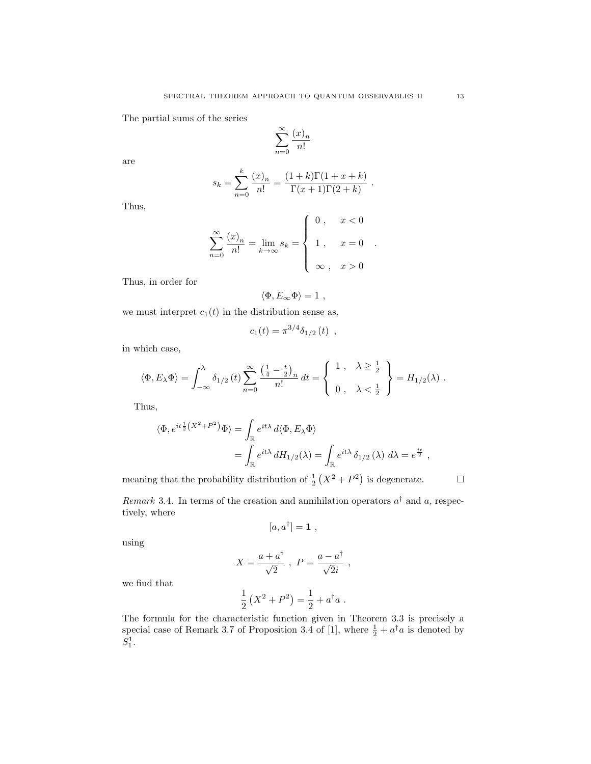The partial sums of the series

$$\sum_{n=0}^{\infty} \frac{(x)_n}{n!}$$

are

$$s_k = \sum_{n=0}^{k} \frac{(x)_n}{n!} = \frac{(1+k)\Gamma(1+x+k)}{\Gamma(x+1)\Gamma(2+k)} \ .$$

Thus,

$$\sum_{n=0}^{\infty} \frac{(x)_n}{n!} = \lim_{k\to\infty} s_k = \begin{cases} 0 \ , & x < 0 \\ 1 \ , & x = 0 \\ \infty \ , & x > 0 \end{cases} \ .$$

Thus, in order for

$$\langle \Phi, E_\infty \Phi \rangle = 1 \ ,$$

we must interpret $c_1(t)$ in the distribution sense as,

$$c_1(t) = \pi^{3/4} \delta_{1/2}(t) \ ,$$

in which case,

$$\langle \Phi, E_\lambda \Phi \rangle = \int_{-\infty}^{\lambda} \delta_{1/2}(t) \sum_{n=0}^{\infty} \frac{\left(\frac{1}{4} - \frac{t}{2}\right)_n}{n!} \, dt = \left\{ \begin{array}{ll} 1 \ , & \lambda \geq \frac{1}{2} \\ 0 \ , & \lambda < \frac{1}{2} \end{array} \right\} = H_{1/2}(\lambda) \ .$$

Thus,

$$\begin{aligned} \langle \Phi, e^{it\frac{1}{2}\left(X^2+P^2\right)} \Phi \rangle &= \int_{\mathbb{R}} e^{it\lambda} \, d\langle \Phi, E_\lambda \Phi \rangle \\ &= \int_{\mathbb{R}} e^{it\lambda} \, dH_{1/2}(\lambda) = \int_{\mathbb{R}} e^{it\lambda} \, \delta_{1/2}(\lambda) \, d\lambda = e^{\frac{it}{2}} \ , \end{aligned}$$

meaning that the probability distribution of $\frac{1}{2}\left(X^2+P^2\right)$ is degenerate. $\square$

*Remark* 3.4. In terms of the creation and annihilation operators $a^\dagger$ and $a$, respectively, where

$$[a, a^\dagger] = \mathbf{1} \ ,$$

using

$$X = \frac{a + a^\dagger}{\sqrt{2}} \ , \ P = \frac{a - a^\dagger}{\sqrt{2}i} \ ,$$

we find that

$$\frac{1}{2}\left(X^2+P^2\right) = \frac{1}{2} + a^\dagger a \ .$$

The formula for the characteristic function given in Theorem 3.3 is precisely a special case of Remark 3.7 of Proposition 3.4 of [1], where $\frac{1}{2} + a^\dagger a$ is denoted by $S_1^1$.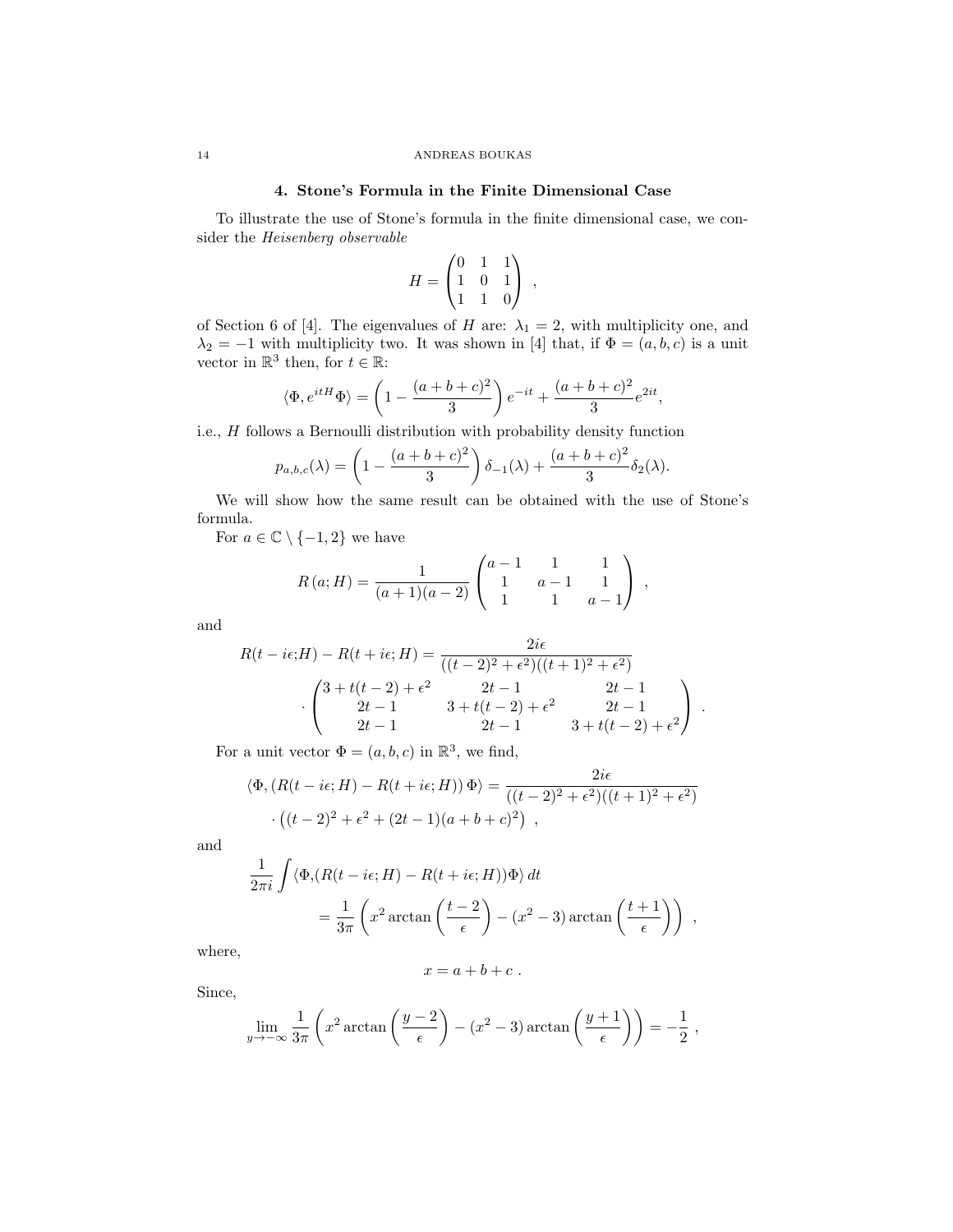## 4. Stone's Formula in the Finite Dimensional Case

To illustrate the use of Stone's formula in the finite dimensional case, we consider the *Heisenberg observable*

$$H = \begin{pmatrix} 0 & 1 & 1 \\ 1 & 0 & 1 \\ 1 & 1 & 0 \end{pmatrix} \ ,$$

of Section 6 of [4]. The eigenvalues of $H$ are: $\lambda_1 = 2$, with multiplicity one, and $\lambda_2 = -1$ with multiplicity two. It was shown in [4] that, if $\Phi = (a, b, c)$ is a unit vector in $\mathbb{R}^3$ then, for $t \in \mathbb{R}$:

$$\langle \Phi, e^{itH} \Phi \rangle = \left( 1 - \frac{(a+b+c)^2}{3} \right) e^{-it} + \frac{(a+b+c)^2}{3} e^{2it},$$

i.e., $H$ follows a Bernoulli distribution with probability density function

$$p_{a,b,c}(\lambda) = \left( 1 - \frac{(a+b+c)^2}{3} \right) \delta_{-1}(\lambda) + \frac{(a+b+c)^2}{3} \delta_2(\lambda).$$

We will show how the same result can be obtained with the use of Stone's formula.

For $a \in \mathbb{C} \setminus \{-1, 2\}$ we have

$$R\,(a; H) = \frac{1}{(a+1)(a-2)} \begin{pmatrix} a-1 & 1 & 1 \\ 1 & a-1 & 1 \\ 1 & 1 & a-1 \end{pmatrix} \ ,$$

and

$$\begin{aligned} R(t - i\epsilon; H) - R(t + i\epsilon; H) &= \frac{2i\epsilon}{((t-2)^2 + \epsilon^2)((t+1)^2 + \epsilon^2)} \\ &\cdot \begin{pmatrix} 3 + t(t-2) + \epsilon^2 & 2t-1 & 2t-1 \\ 2t-1 & 3 + t(t-2) + \epsilon^2 & 2t-1 \\ 2t-1 & 2t-1 & 3 + t(t-2) + \epsilon^2 \end{pmatrix} \ . \end{aligned}$$

For a unit vector $\Phi = (a, b, c)$ in $\mathbb{R}^3$, we find,

$$\begin{aligned} \langle \Phi, \left( R(t - i\epsilon; H) - R(t + i\epsilon; H) \right) \Phi \rangle &= \frac{2i\epsilon}{((t-2)^2 + \epsilon^2)((t+1)^2 + \epsilon^2)} \\ &\cdot \left( (t-2)^2 + \epsilon^2 + (2t-1)(a+b+c)^2 \right) \ , \end{aligned}$$

and

$$\begin{aligned} \frac{1}{2\pi i} \int & \langle \Phi, (R(t - i\epsilon; H) - R(t + i\epsilon; H)) \Phi \rangle \, dt \\ &= \frac{1}{3\pi} \left( x^2 \arctan\left( \frac{t-2}{\epsilon} \right) - (x^2 - 3) \arctan\left( \frac{t+1}{\epsilon} \right) \right) \ , \end{aligned}$$

where,

$$x = a + b + c \ .$$

Since,

$$\lim_{y \to -\infty} \frac{1}{3\pi} \left( x^2 \arctan\left( \frac{y-2}{\epsilon} \right) - (x^2 - 3) \arctan\left( \frac{y+1}{\epsilon} \right) \right) = -\frac{1}{2} \ ,$$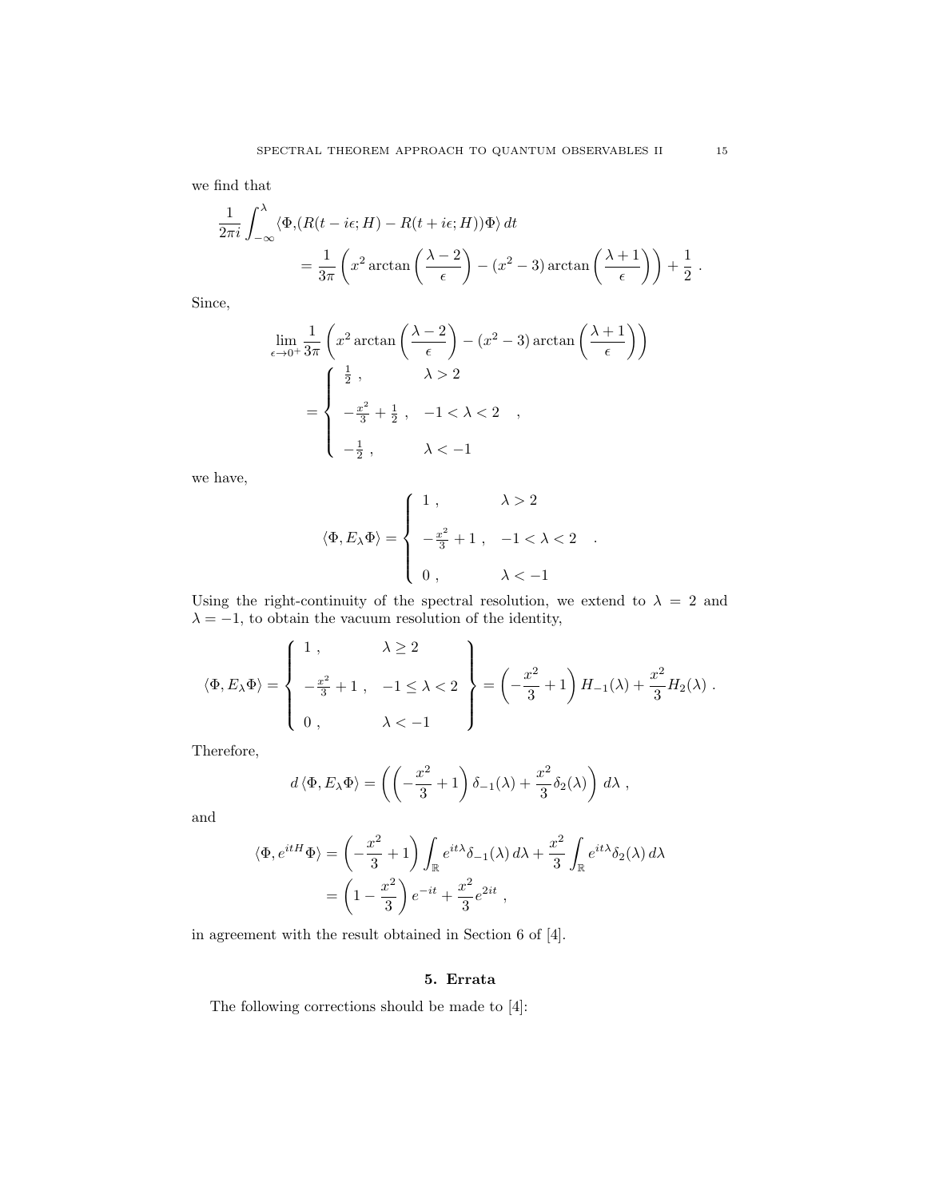we find that

$$
\begin{aligned}
\frac{1}{2\pi i}\int_{-\infty}^{\lambda} &\langle \Phi, (R(t-i\epsilon;H) - R(t+i\epsilon;H))\Phi\rangle \, dt \\
&= \frac{1}{3\pi}\left( x^2 \arctan\left(\frac{\lambda-2}{\epsilon}\right) - (x^2-3)\arctan\left(\frac{\lambda+1}{\epsilon}\right)\right) + \frac{1}{2} \; .
\end{aligned}
$$

Since,

$$
\begin{aligned}
\lim_{\epsilon\to 0^+} &\frac{1}{3\pi}\left( x^2 \arctan\left(\frac{\lambda-2}{\epsilon}\right) - (x^2-3)\arctan\left(\frac{\lambda+1}{\epsilon}\right)\right) \\
&= \begin{cases} \frac{1}{2} \; , & \lambda > 2 \\ -\frac{x^2}{3} + \frac{1}{2} \; , & -1 < \lambda < 2 \\ -\frac{1}{2} \; , & \lambda < -1 \end{cases} \; ,
\end{aligned}
$$

we have,

$$
\langle \Phi, E_\lambda \Phi\rangle = \begin{cases} 1 \; , & \lambda > 2 \\ -\frac{x^2}{3} + 1 \; , & -1 < \lambda < 2 \\ 0 \; , & \lambda < -1 \end{cases} \; .
$$

Using the right-continuity of the spectral resolution, we extend to $\lambda = 2$ and $\lambda = -1$, to obtain the vacuum resolution of the identity,

$$
\langle \Phi, E_\lambda \Phi\rangle = \left\{ \begin{array}{ll} 1 \; , & \lambda \geq 2 \\ -\frac{x^2}{3} + 1 \; , & -1 \leq \lambda < 2 \\ 0 \; , & \lambda < -1 \end{array} \right\} = \left(-\frac{x^2}{3} + 1\right) H_{-1}(\lambda) + \frac{x^2}{3} H_2(\lambda) \; .
$$

Therefore,

$$
d\,\langle \Phi, E_\lambda \Phi\rangle = \left( \left(-\frac{x^2}{3} + 1\right)\delta_{-1}(\lambda) + \frac{x^2}{3}\delta_2(\lambda)\right) d\lambda \; ,
$$

and

$$
\begin{aligned}
\langle \Phi, e^{itH}\Phi\rangle &= \left(-\frac{x^2}{3} + 1\right)\int_{\mathbb{R}} e^{it\lambda}\delta_{-1}(\lambda)\, d\lambda + \frac{x^2}{3}\int_{\mathbb{R}} e^{it\lambda}\delta_2(\lambda)\, d\lambda \\
&= \left(1 - \frac{x^2}{3}\right) e^{-it} + \frac{x^2}{3} e^{2it} \; ,
\end{aligned}
$$

in agreement with the result obtained in Section 6 of [4].

## 5. Errata

The following corrections should be made to [4]: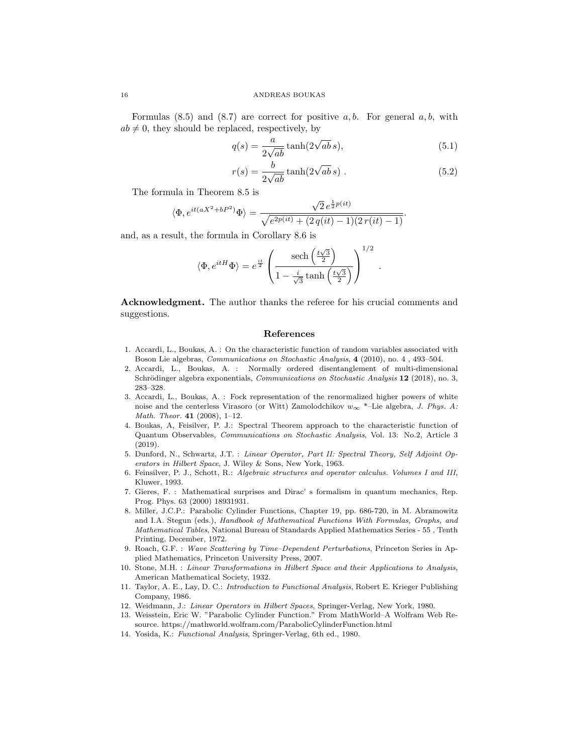Formulas (8.5) and (8.7) are correct for positive $a, b$. For general $a, b$, with $ab \neq 0$, they should be replaced, respectively, by

$$q(s) = \frac{a}{2\sqrt{ab}} \tanh(2\sqrt{ab}\, s), \tag{5.1}$$

$$r(s) = \frac{b}{2\sqrt{ab}} \tanh(2\sqrt{ab}\, s) \ . \tag{5.2}$$

The formula in Theorem 8.5 is

$$\langle \Phi, e^{it(aX^2+bP^2)}\Phi \rangle = \frac{\sqrt{2}\, e^{\frac{1}{2}p(it)}}{\sqrt{e^{2p(it)} + (2\, q(it) - 1)(2\, r(it) - 1)}}.$$

and, as a result, the formula in Corollary 8.6 is

$$\langle \Phi, e^{itH}\Phi \rangle = e^{\frac{it}{2}} \left( \frac{\operatorname{sech}\left(\frac{t\sqrt{3}}{2}\right)}{1 - \frac{i}{\sqrt{3}} \tanh\left(\frac{t\sqrt{3}}{2}\right)} \right)^{1/2} .$$

**Acknowledgment.** The author thanks the referee for his crucial comments and suggestions.

## References

1. Accardi, L., Boukas, A. : On the characteristic function of random variables associated with Boson Lie algebras, *Communications on Stochastic Analysis*, **4** (2010), no. 4 , 493–504.
2. Accardi, L., Boukas, A. : Normally ordered disentanglement of multi-dimensional Schrödinger algebra exponentials, *Communications on Stochastic Analysis* **12** (2018), no. 3, 283–328.
3. Accardi, L., Boukas, A. : Fock representation of the renormalized higher powers of white noise and the centerless Virasoro (or Witt) Zamolodchikov $w_\infty$ *–Lie algebra, *J. Phys. A: Math. Theor.* **41** (2008), 1–12.
4. Boukas, A, Feisilver, P. J.: Spectral Theorem approach to the characteristic function of Quantum Observables, *Communications on Stochastic Analysis*, Vol. 13: No.2, Article 3 (2019).
5. Dunford, N., Schwartz, J.T. : *Linear Operator, Part II: Spectral Theory, Self Adjoint Operators in Hilbert Space*, J. Wiley & Sons, New York, 1963.
6. Feinsilver, P. J., Schott, R.: *Algebraic structures and operator calculus. Volumes I and III*, Kluwer, 1993.
7. Gieres, F. : Mathematical surprises and Dirac' s formalism in quantum mechanics, Rep. Prog. Phys. 63 (2000) 18931931.
8. Miller, J.C.P.: Parabolic Cylinder Functions, Chapter 19, pp. 686-720, in M. Abramowitz and I.A. Stegun (eds.), *Handbook of Mathematical Functions With Formulas, Graphs, and Mathematical Tables*, National Bureau of Standards Applied Mathematics Series - 55 , Tenth Printing, December, 1972.
9. Roach, G.F. : *Wave Scattering by Time–Dependent Perturbations*, Princeton Series in Applied Mathematics, Princeton University Press, 2007.
10. Stone, M.H. : *Linear Transformations in Hilbert Space and their Applications to Analysis*, American Mathematical Society, 1932.
11. Taylor, A. E., Lay, D. C.: *Introduction to Functional Analysis*, Robert E. Krieger Publishing Company, 1986.
12. Weidmann, J.: *Linear Operators in Hilbert Spaces*, Springer-Verlag, New York, 1980.
13. Weisstein, Eric W. "Parabolic Cylinder Function." From MathWorld–A Wolfram Web Resource. https://mathworld.wolfram.com/ParabolicCylinderFunction.html
14. Yosida, K.: *Functional Analysis*, Springer-Verlag, 6th ed., 1980.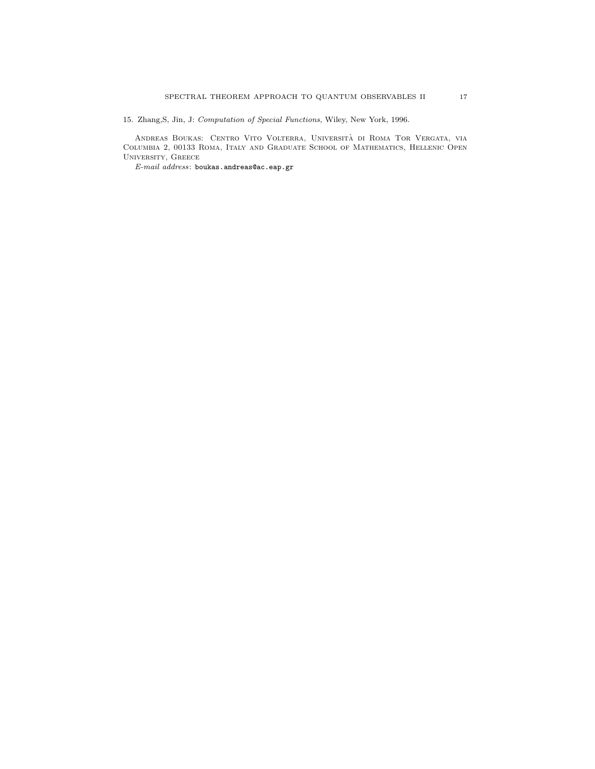15. Zhang,S, Jin, J: *Computation of Special Functions*, Wiley, New York, 1996.

Andreas Boukas: Centro Vito Volterra, Università di Roma Tor Vergata, via Columbia 2, 00133 Roma, Italy and Graduate School of Mathematics, Hellenic Open University, Greece

*E-mail address*: boukas.andreas@ac.eap.gr